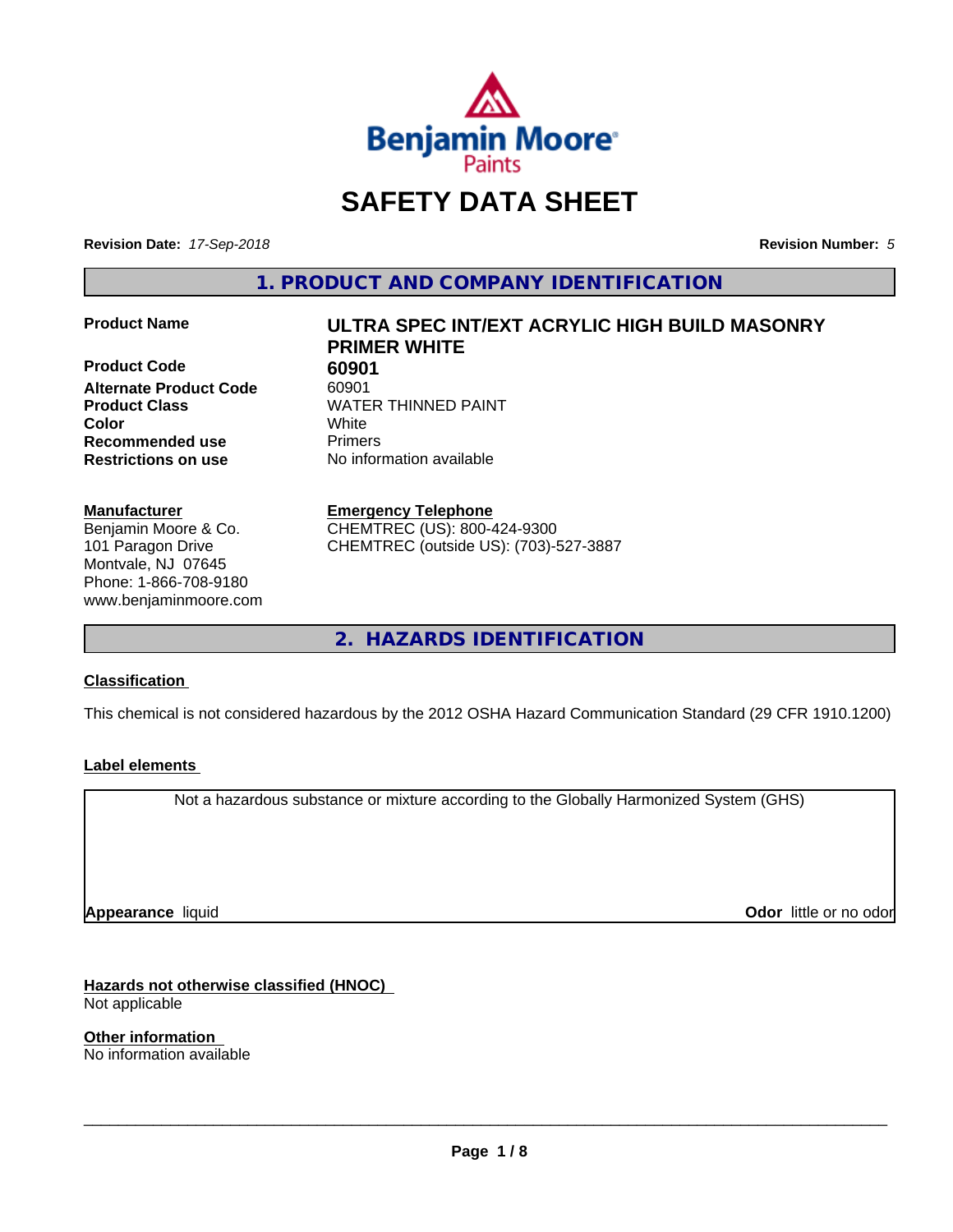Benjamin Moore Paints

# SAFETY DATA SHEET

**Revision Date:** *17-Sep-2018* **Revision Number:** *5*

## 1. PRODUCT AND COMPANY IDENTIFICATION

| | |
|---|---|
| **Product Name** | **ULTRA SPEC INT/EXT ACRYLIC HIGH BUILD MASONRY PRIMER WHITE** |
| **Product Code** | **60901** |
| **Alternate Product Code** | 60901 |
| **Product Class** | WATER THINNED PAINT |
| **Color** | White |
| **Recommended use** | Primers |
| **Restrictions on use** | No information available |

**Manufacturer**
Benjamin Moore & Co.
101 Paragon Drive
Montvale, NJ 07645
Phone: 1-866-708-9180
www.benjaminmoore.com

**Emergency Telephone**
CHEMTREC (US): 800-424-9300
CHEMTREC (outside US): (703)-527-3887

## 2. HAZARDS IDENTIFICATION

### Classification

This chemical is not considered hazardous by the 2012 OSHA Hazard Communication Standard (29 CFR 1910.1200)

### Label elements

Not a hazardous substance or mixture according to the Globally Harmonized System (GHS)

**Appearance** liquid **Odor** little or no odor

### Hazards not otherwise classified (HNOC)

Not applicable

### Other information

No information available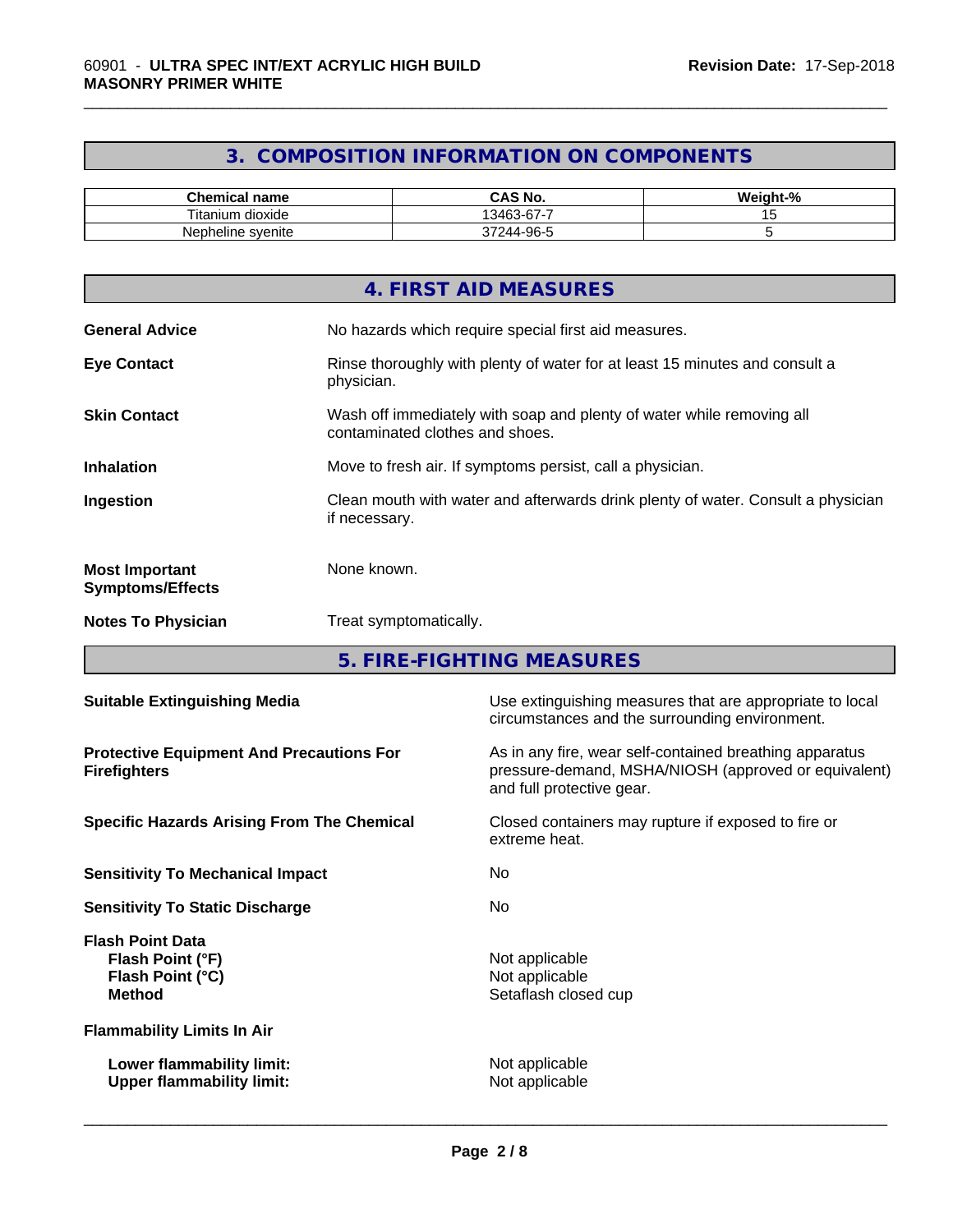## 3. COMPOSITION INFORMATION ON COMPONENTS

| Chemical name | CAS No. | Weight-% |
|---|---|---|
| Titanium dioxide | 13463-67-7 | 15 |
| Nepheline syenite | 37244-96-5 | 5 |

## 4. FIRST AID MEASURES

**General Advice** No hazards which require special first aid measures.

**Eye Contact** Rinse thoroughly with plenty of water for at least 15 minutes and consult a physician.

**Skin Contact** Wash off immediately with soap and plenty of water while removing all contaminated clothes and shoes.

**Inhalation** Move to fresh air. If symptoms persist, call a physician.

**Ingestion** Clean mouth with water and afterwards drink plenty of water. Consult a physician if necessary.

**Most Important Symptoms/Effects** None known.

**Notes To Physician** Treat symptomatically.

## 5. FIRE-FIGHTING MEASURES

**Suitable Extinguishing Media** Use extinguishing measures that are appropriate to local circumstances and the surrounding environment.

**Protective Equipment And Precautions For Firefighters** As in any fire, wear self-contained breathing apparatus pressure-demand, MSHA/NIOSH (approved or equivalent) and full protective gear.

**Specific Hazards Arising From The Chemical** Closed containers may rupture if exposed to fire or extreme heat.

**Sensitivity To Mechanical Impact** No

**Sensitivity To Static Discharge** No

**Flash Point Data**
**Flash Point (°F)** Not applicable
**Flash Point (°C)** Not applicable
**Method** Setaflash closed cup

**Flammability Limits In Air**

**Lower flammability limit:** Not applicable
**Upper flammability limit:** Not applicable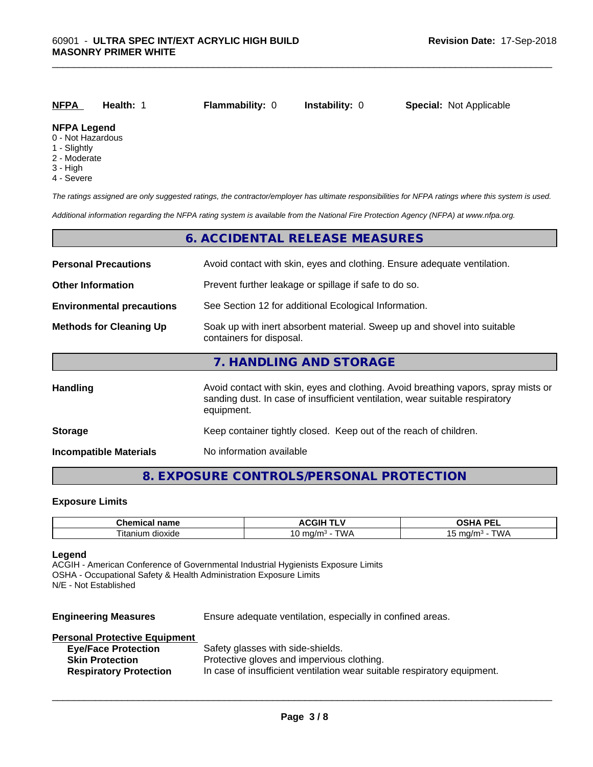| **NFPA** | **Health:** 1 | **Flammability:** 0 | **Instability:** 0 | **Special:** Not Applicable |
|---|---|---|---|---|

**NFPA Legend**
0 - Not Hazardous
1 - Slightly
2 - Moderate
3 - High
4 - Severe

*The ratings assigned are only suggested ratings, the contractor/employer has ultimate responsibilities for NFPA ratings where this system is used.*

*Additional information regarding the NFPA rating system is available from the National Fire Protection Agency (NFPA) at www.nfpa.org.*

## 6. ACCIDENTAL RELEASE MEASURES

**Personal Precautions** Avoid contact with skin, eyes and clothing. Ensure adequate ventilation.

**Other Information** Prevent further leakage or spillage if safe to do so.

**Environmental precautions** See Section 12 for additional Ecological Information.

**Methods for Cleaning Up** Soak up with inert absorbent material. Sweep up and shovel into suitable containers for disposal.

## 7. HANDLING AND STORAGE

**Handling** Avoid contact with skin, eyes and clothing. Avoid breathing vapors, spray mists or sanding dust. In case of insufficient ventilation, wear suitable respiratory equipment.

**Storage** Keep container tightly closed. Keep out of the reach of children.

**Incompatible Materials** No information available

## 8. EXPOSURE CONTROLS/PERSONAL PROTECTION

### Exposure Limits

| Chemical name | ACGIH TLV | OSHA PEL |
|---|---|---|
| Titanium dioxide | 10 mg/m³ - TWA | 15 mg/m³ - TWA |

**Legend**
ACGIH - American Conference of Governmental Industrial Hygienists Exposure Limits
OSHA - Occupational Safety & Health Administration Exposure Limits
N/E - Not Established

**Engineering Measures** Ensure adequate ventilation, especially in confined areas.

**Personal Protective Equipment**
- **Eye/Face Protection** Safety glasses with side-shields.
- **Skin Protection** Protective gloves and impervious clothing.
- **Respiratory Protection** In case of insufficient ventilation wear suitable respiratory equipment.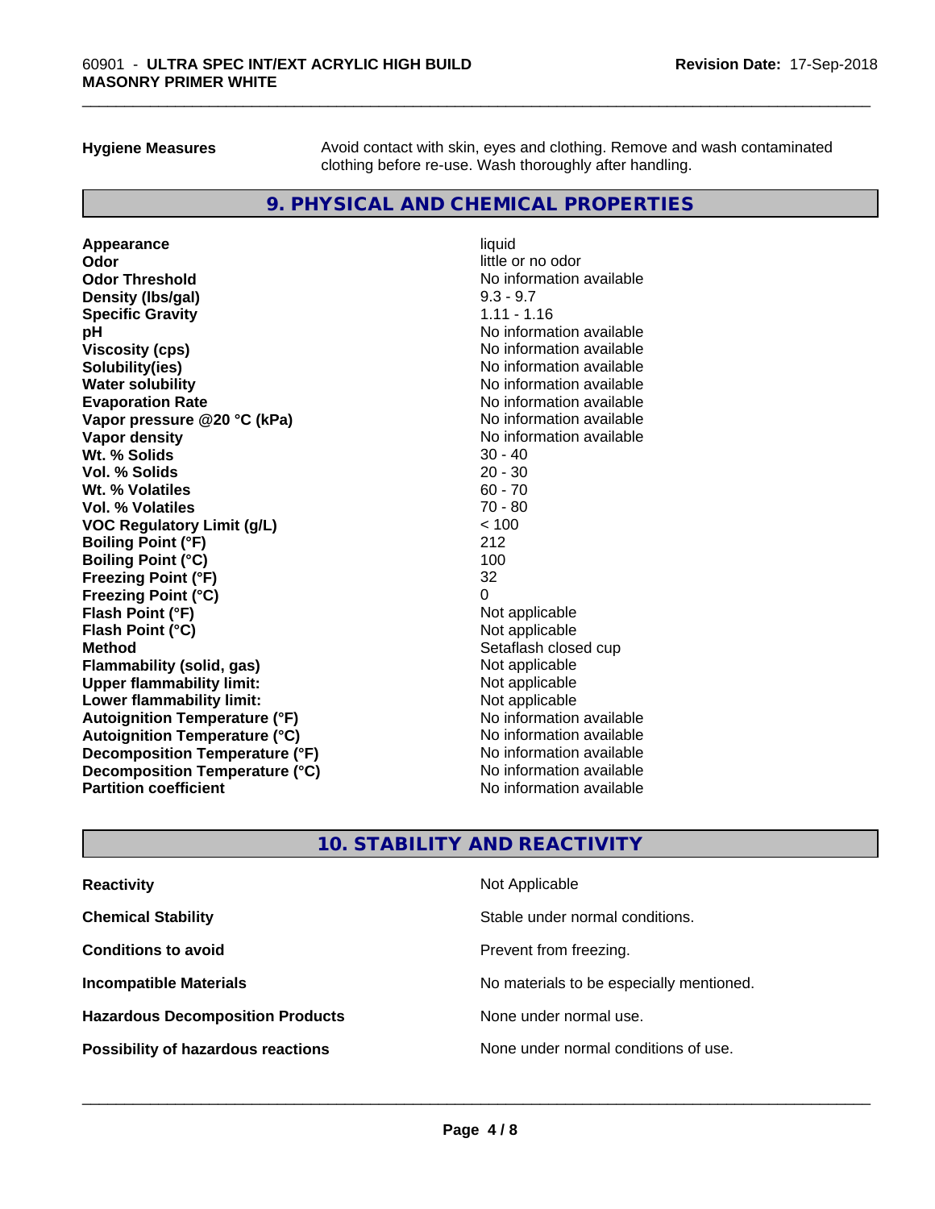| | |
|---|---|
| **Hygiene Measures** | Avoid contact with skin, eyes and clothing. Remove and wash contaminated clothing before re-use. Wash thoroughly after handling. |

## 9. PHYSICAL AND CHEMICAL PROPERTIES

| | |
|---|---|
| **Appearance** | liquid |
| **Odor** | little or no odor |
| **Odor Threshold** | No information available |
| **Density (lbs/gal)** | 9.3 - 9.7 |
| **Specific Gravity** | 1.11 - 1.16 |
| **pH** | No information available |
| **Viscosity (cps)** | No information available |
| **Solubility(ies)** | No information available |
| **Water solubility** | No information available |
| **Evaporation Rate** | No information available |
| **Vapor pressure @20 °C (kPa)** | No information available |
| **Vapor density** | No information available |
| **Wt. % Solids** | 30 - 40 |
| **Vol. % Solids** | 20 - 30 |
| **Wt. % Volatiles** | 60 - 70 |
| **Vol. % Volatiles** | 70 - 80 |
| **VOC Regulatory Limit (g/L)** | < 100 |
| **Boiling Point (°F)** | 212 |
| **Boiling Point (°C)** | 100 |
| **Freezing Point (°F)** | 32 |
| **Freezing Point (°C)** | 0 |
| **Flash Point (°F)** | Not applicable |
| **Flash Point (°C)** | Not applicable |
| **Method** | Setaflash closed cup |
| **Flammability (solid, gas)** | Not applicable |
| **Upper flammability limit:** | Not applicable |
| **Lower flammability limit:** | Not applicable |
| **Autoignition Temperature (°F)** | No information available |
| **Autoignition Temperature (°C)** | No information available |
| **Decomposition Temperature (°F)** | No information available |
| **Decomposition Temperature (°C)** | No information available |
| **Partition coefficient** | No information available |

## 10. STABILITY AND REACTIVITY

| | |
|---|---|
| **Reactivity** | Not Applicable |
| **Chemical Stability** | Stable under normal conditions. |
| **Conditions to avoid** | Prevent from freezing. |
| **Incompatible Materials** | No materials to be especially mentioned. |
| **Hazardous Decomposition Products** | None under normal use. |
| **Possibility of hazardous reactions** | None under normal conditions of use. |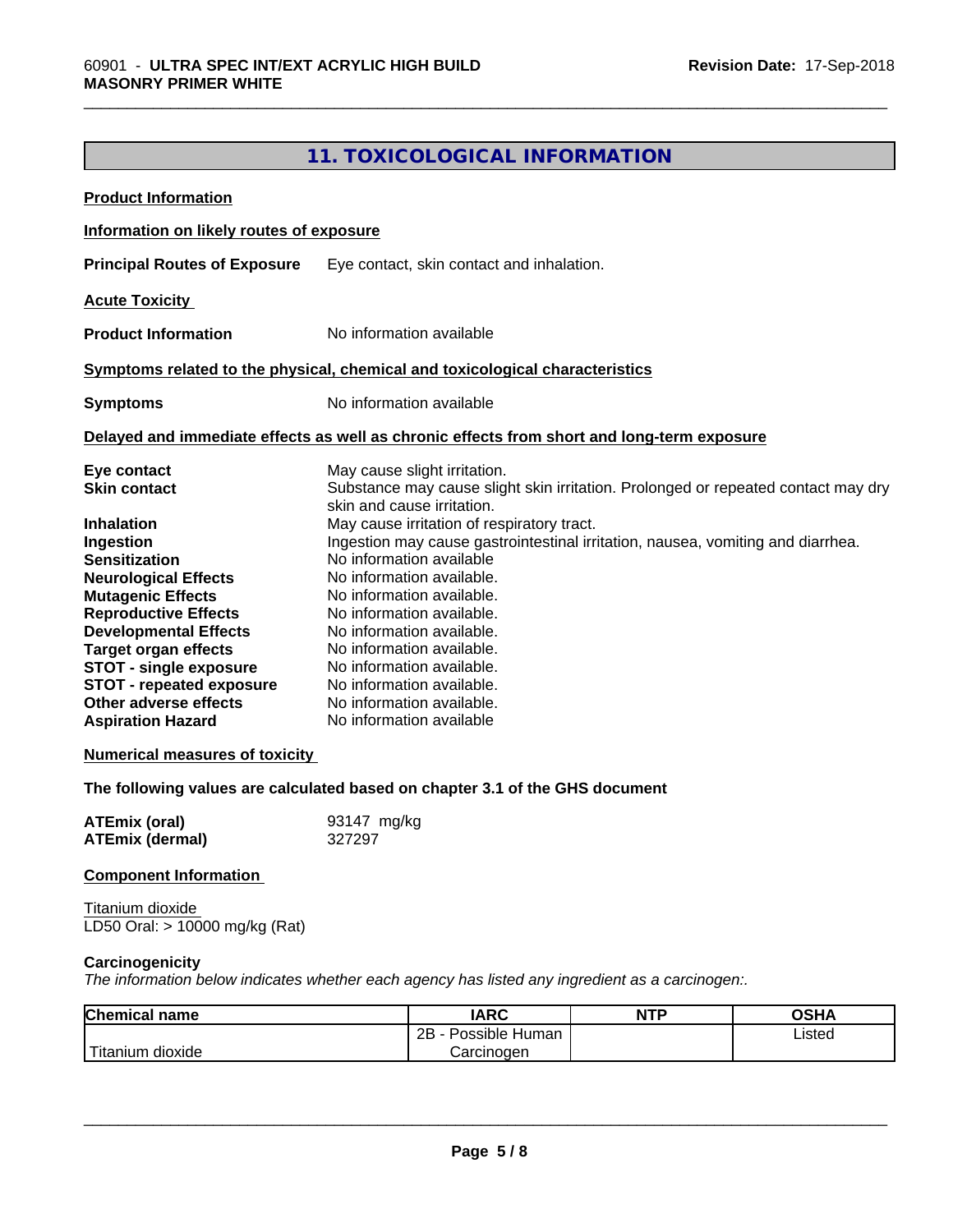## 11. TOXICOLOGICAL INFORMATION

**Product Information**

**Information on likely routes of exposure**

**Principal Routes of Exposure** Eye contact, skin contact and inhalation.

**Acute Toxicity**

**Product Information** No information available

**Symptoms related to the physical, chemical and toxicological characteristics**

**Symptoms** No information available

**Delayed and immediate effects as well as chronic effects from short and long-term exposure**

**Eye contact** May cause slight irritation.
**Skin contact** Substance may cause slight skin irritation. Prolonged or repeated contact may dry skin and cause irritation.
**Inhalation** May cause irritation of respiratory tract.
**Ingestion** Ingestion may cause gastrointestinal irritation, nausea, vomiting and diarrhea.
**Sensitization** No information available
**Neurological Effects** No information available.
**Mutagenic Effects** No information available.
**Reproductive Effects** No information available.
**Developmental Effects** No information available.
**Target organ effects** No information available.
**STOT - single exposure** No information available.
**STOT - repeated exposure** No information available.
**Other adverse effects** No information available.
**Aspiration Hazard** No information available

**Numerical measures of toxicity**

**The following values are calculated based on chapter 3.1 of the GHS document**

**ATEmix (oral)** 93147 mg/kg
**ATEmix (dermal)** 327297

**Component Information**

Titanium dioxide
LD50 Oral: > 10000 mg/kg (Rat)

**Carcinogenicity**

*The information below indicates whether each agency has listed any ingredient as a carcinogen:.*

| Chemical name | IARC | NTP | OSHA |
|---|---|---|---|
| Titanium dioxide | 2B - Possible Human Carcinogen | | Listed |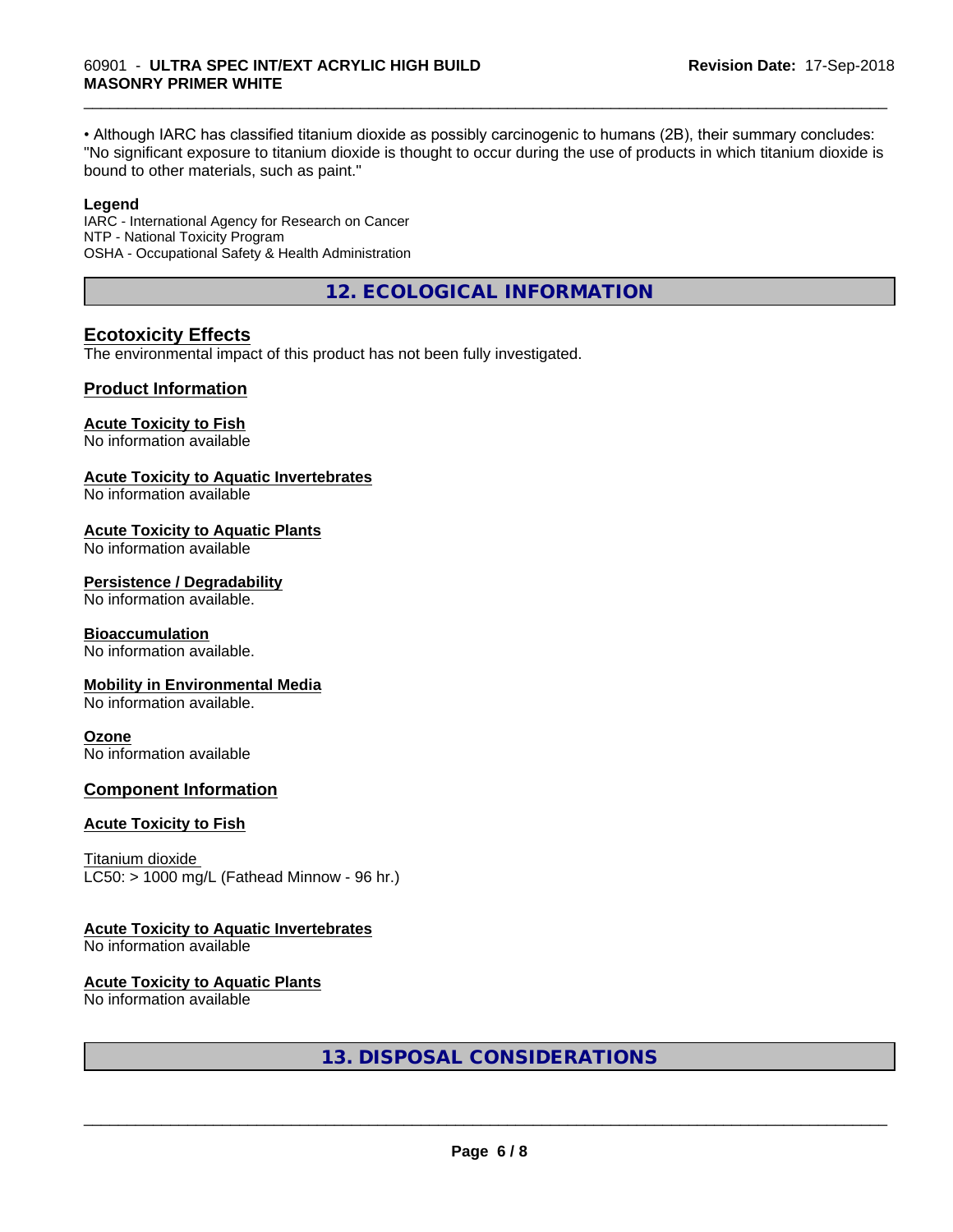• Although IARC has classified titanium dioxide as possibly carcinogenic to humans (2B), their summary concludes: "No significant exposure to titanium dioxide is thought to occur during the use of products in which titanium dioxide is bound to other materials, such as paint."

**Legend**

IARC - International Agency for Research on Cancer
NTP - National Toxicity Program
OSHA - Occupational Safety & Health Administration

## 12. ECOLOGICAL INFORMATION

### Ecotoxicity Effects

The environmental impact of this product has not been fully investigated.

### Product Information

**Acute Toxicity to Fish**
No information available

**Acute Toxicity to Aquatic Invertebrates**
No information available

**Acute Toxicity to Aquatic Plants**
No information available

**Persistence / Degradability**
No information available.

**Bioaccumulation**
No information available.

**Mobility in Environmental Media**
No information available.

**Ozone**
No information available

### Component Information

**Acute Toxicity to Fish**

Titanium dioxide
LC50: > 1000 mg/L (Fathead Minnow - 96 hr.)

**Acute Toxicity to Aquatic Invertebrates**
No information available

**Acute Toxicity to Aquatic Plants**
No information available

## 13. DISPOSAL CONSIDERATIONS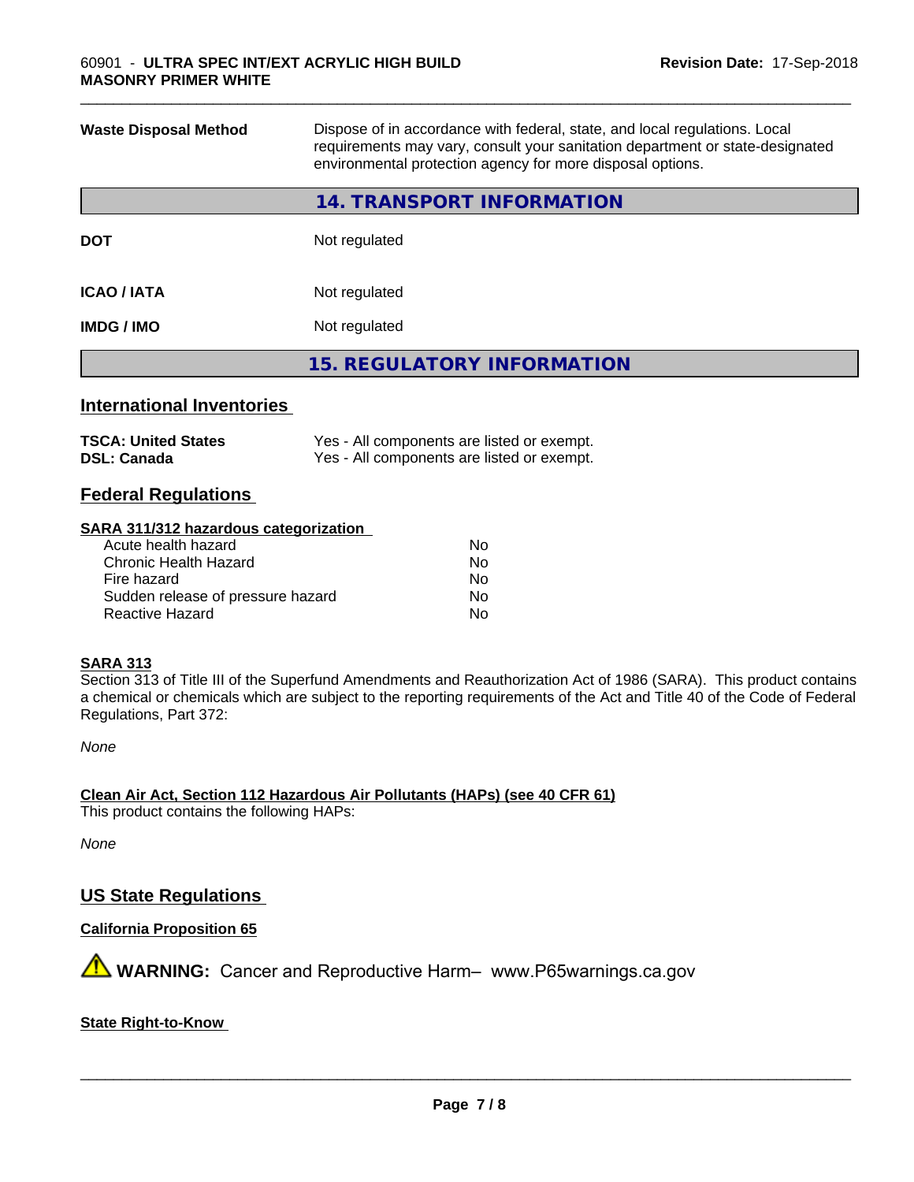| | |
|---|---|
| **Waste Disposal Method** | Dispose of in accordance with federal, state, and local regulations. Local requirements may vary, consult your sanitation department or state-designated environmental protection agency for more disposal options. |

## 14. TRANSPORT INFORMATION

| | |
|---|---|
| **DOT** | Not regulated |
| **ICAO / IATA** | Not regulated |
| **IMDG / IMO** | Not regulated |

## 15. REGULATORY INFORMATION

### International Inventories

| | |
|---|---|
| **TSCA: United States** | Yes - All components are listed or exempt. |
| **DSL: Canada** | Yes - All components are listed or exempt. |

### Federal Regulations

**SARA 311/312 hazardous categorization**

| | |
|---|---|
| Acute health hazard | No |
| Chronic Health Hazard | No |
| Fire hazard | No |
| Sudden release of pressure hazard | No |
| Reactive Hazard | No |

**SARA 313**

Section 313 of Title III of the Superfund Amendments and Reauthorization Act of 1986 (SARA). This product contains a chemical or chemicals which are subject to the reporting requirements of the Act and Title 40 of the Code of Federal Regulations, Part 372:

*None*

**Clean Air Act, Section 112 Hazardous Air Pollutants (HAPs) (see 40 CFR 61)**

This product contains the following HAPs:

*None*

### US State Regulations

**California Proposition 65**

⚠ **WARNING:** Cancer and Reproductive Harm– www.P65warnings.ca.gov

**State Right-to-Know**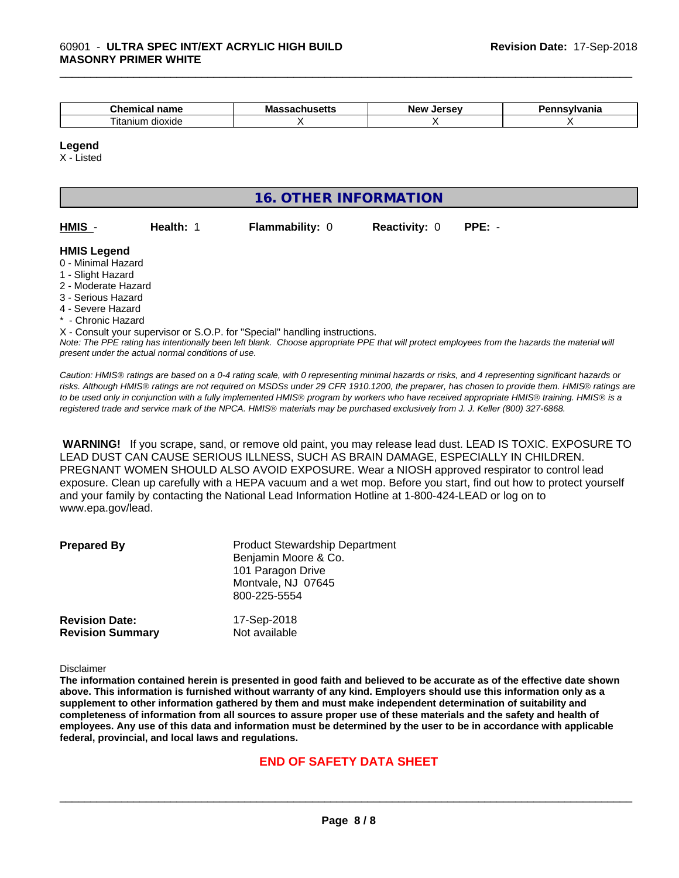| Chemical name | Massachusetts | New Jersey | Pennsylvania |
| --- | --- | --- | --- |
| Titanium dioxide | X | X | X |

**Legend**
X - Listed

## 16. OTHER INFORMATION

**HMIS** - **Health:** 1 **Flammability:** 0 **Reactivity:** 0 **PPE:** -

**HMIS Legend**
0 - Minimal Hazard
1 - Slight Hazard
2 - Moderate Hazard
3 - Serious Hazard
4 - Severe Hazard
* - Chronic Hazard
X - Consult your supervisor or S.O.P. for "Special" handling instructions.

*Note: The PPE rating has intentionally been left blank. Choose appropriate PPE that will protect employees from the hazards the material will present under the actual normal conditions of use.*

*Caution: HMIS® ratings are based on a 0-4 rating scale, with 0 representing minimal hazards or risks, and 4 representing significant hazards or risks. Although HMIS® ratings are not required on MSDSs under 29 CFR 1910.1200, the preparer, has chosen to provide them. HMIS® ratings are to be used only in conjunction with a fully implemented HMIS® program by workers who have received appropriate HMIS® training. HMIS® is a registered trade and service mark of the NPCA. HMIS® materials may be purchased exclusively from J. J. Keller (800) 327-6868.*

**WARNING!** If you scrape, sand, or remove old paint, you may release lead dust. LEAD IS TOXIC. EXPOSURE TO LEAD DUST CAN CAUSE SERIOUS ILLNESS, SUCH AS BRAIN DAMAGE, ESPECIALLY IN CHILDREN. PREGNANT WOMEN SHOULD ALSO AVOID EXPOSURE. Wear a NIOSH approved respirator to control lead exposure. Clean up carefully with a HEPA vacuum and a wet mop. Before you start, find out how to protect yourself and your family by contacting the National Lead Information Hotline at 1-800-424-LEAD or log on to www.epa.gov/lead.

**Prepared By**
Product Stewardship Department
Benjamin Moore & Co.
101 Paragon Drive
Montvale, NJ 07645
800-225-5554

**Revision Date:** 17-Sep-2018
**Revision Summary** Not available

Disclaimer

**The information contained herein is presented in good faith and believed to be accurate as of the effective date shown above. This information is furnished without warranty of any kind. Employers should use this information only as a supplement to other information gathered by them and must make independent determination of suitability and completeness of information from all sources to assure proper use of these materials and the safety and health of employees. Any use of this data and information must be determined by the user to be in accordance with applicable federal, provincial, and local laws and regulations.**

**END OF SAFETY DATA SHEET**